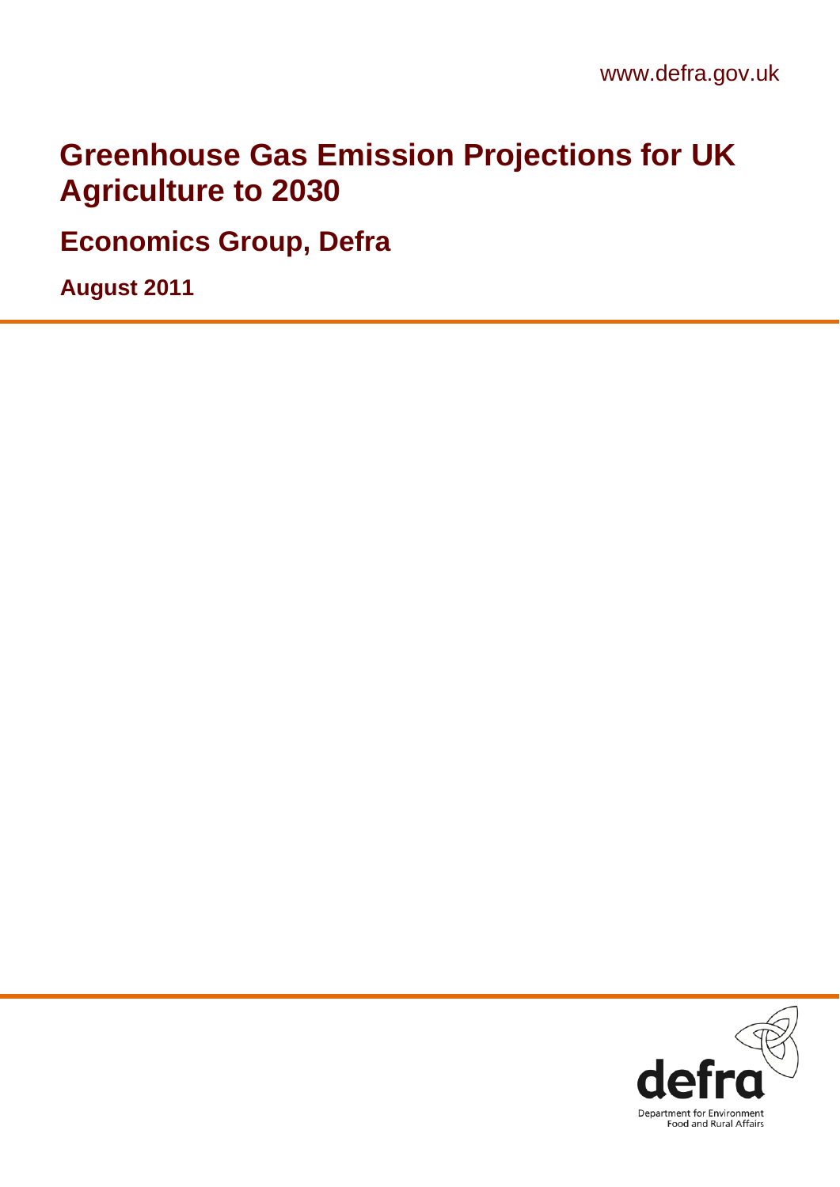www.defra.gov.uk

# Greenhouse Gas Emission Projections for UK Agriculture to 2030

## Economics Group, Defra

**August 2011**

defra

Department for Environment Food and Rural Affairs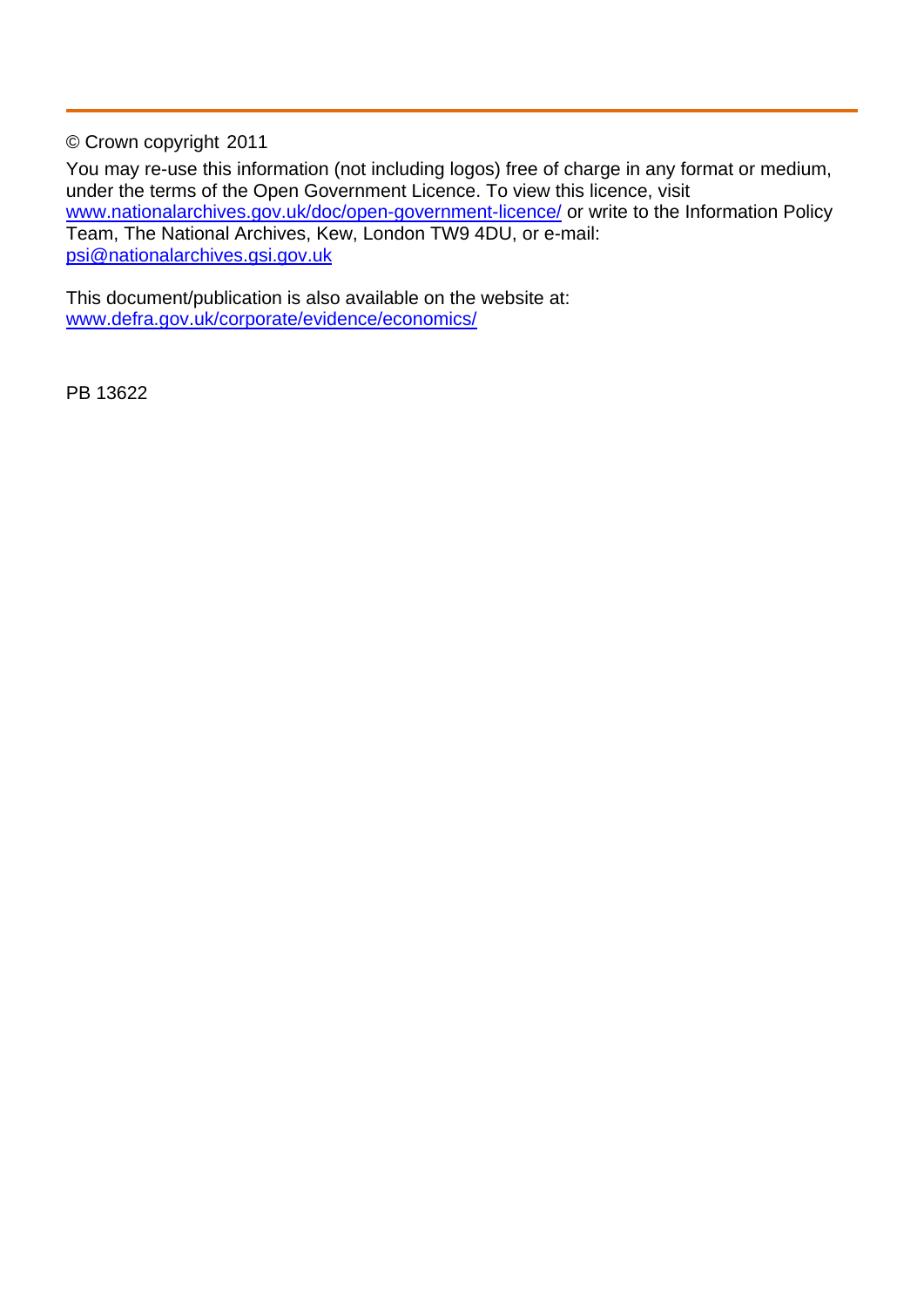© Crown copyright 2011

You may re-use this information (not including logos) free of charge in any format or medium, under the terms of the Open Government Licence. To view this licence, visit [www.nationalarchives.gov.uk/doc/open-government-licence/](http://www.nationalarchives.gov.uk/doc/open-government-licence/) or write to the Information Policy Team, The National Archives, Kew, London TW9 4DU, or e-mail: [psi@nationalarchives.gsi.gov.uk](mailto:psi@nationalarchives.gsi.gov.uk)

This document/publication is also available on the website at: [www.defra.gov.uk/corporate/evidence/economics/](http://www.defra.gov.uk/corporate/evidence/economics/)

PB 13622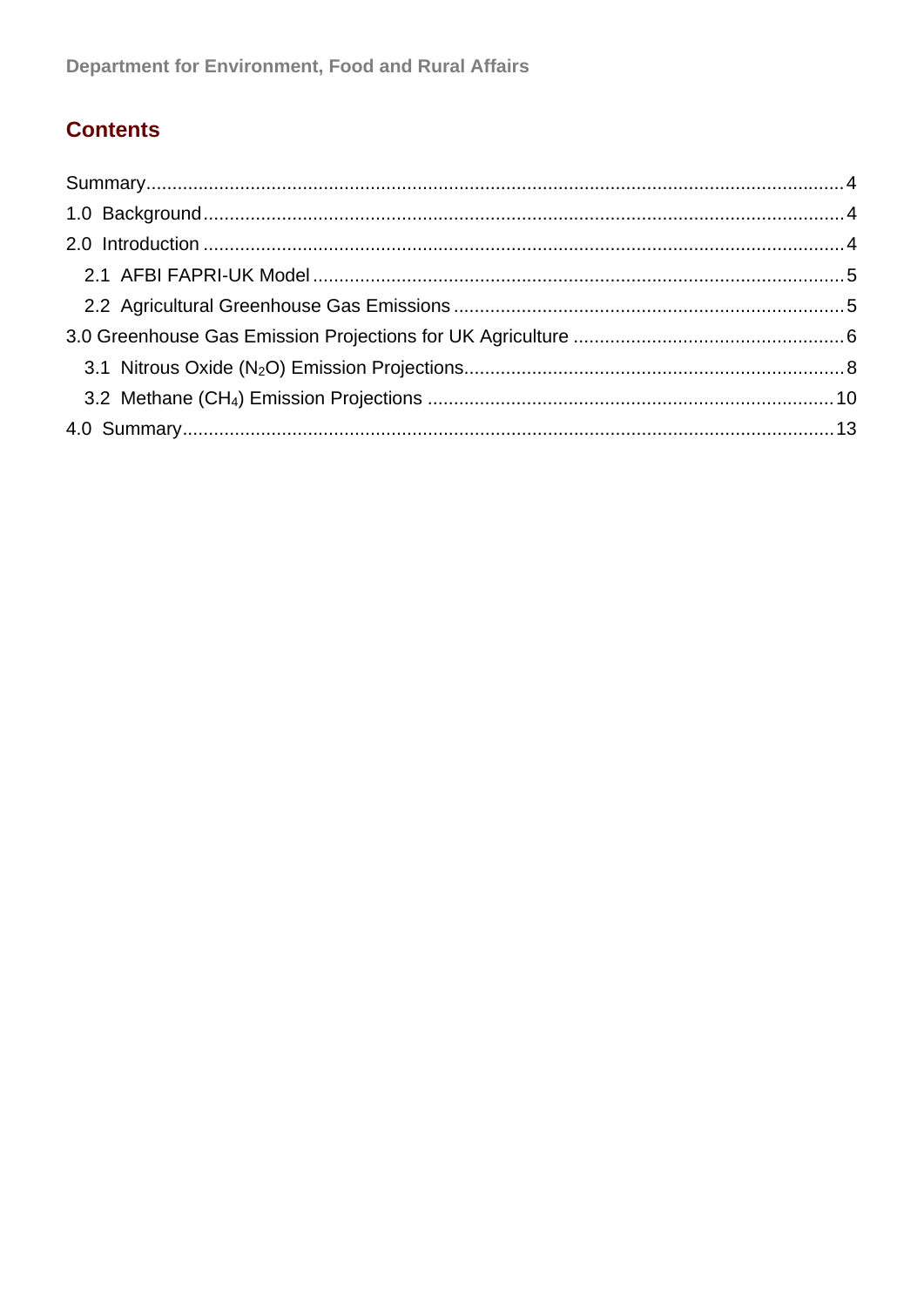## Contents

Summary....4

1.0 Background....4

2.0 Introduction....4

2.1 AFBI FAPRI-UK Model....5

2.2 Agricultural Greenhouse Gas Emissions....5

3.0 Greenhouse Gas Emission Projections for UK Agriculture....6

3.1 Nitrous Oxide ($N_2O$) Emission Projections....8

3.2 Methane ($CH_4$) Emission Projections....10

4.0 Summary....13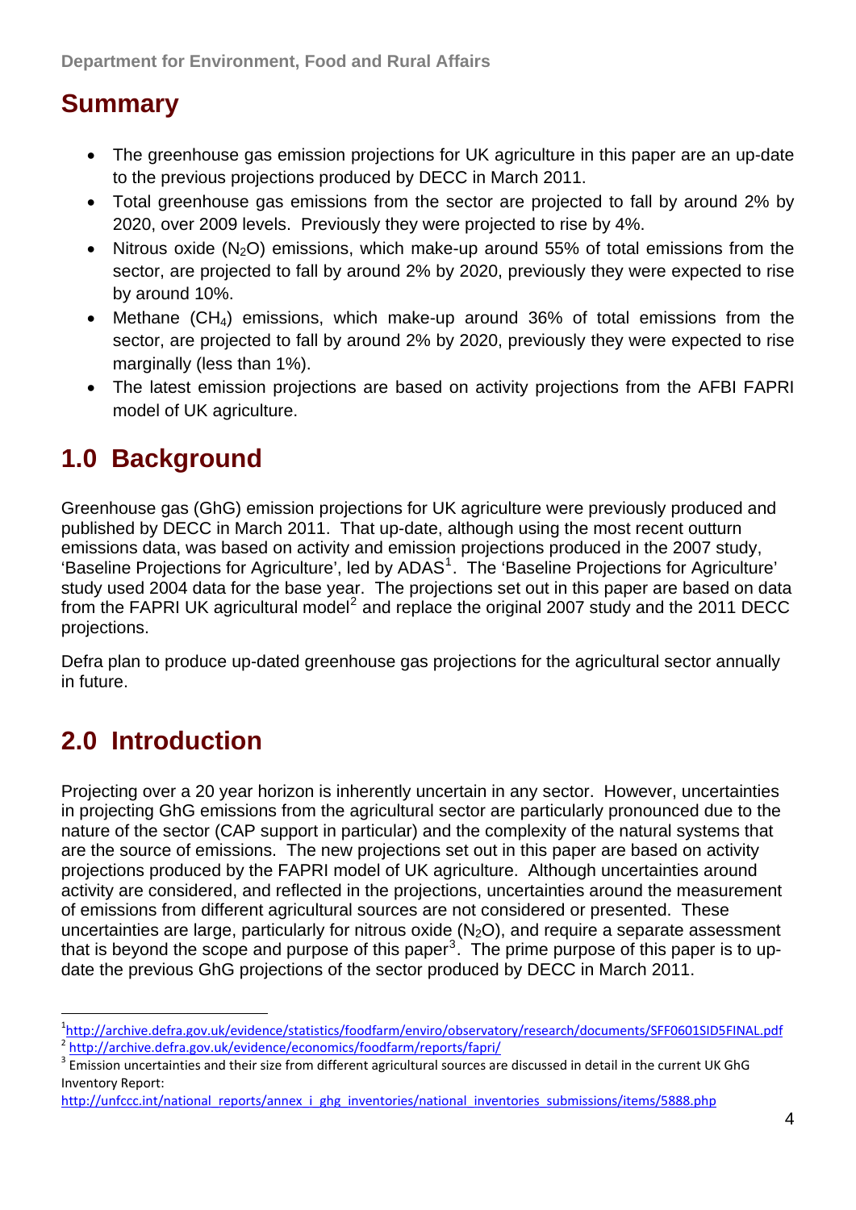## Summary

- The greenhouse gas emission projections for UK agriculture in this paper are an up-date to the previous projections produced by DECC in March 2011.
- Total greenhouse gas emissions from the sector are projected to fall by around 2% by 2020, over 2009 levels. Previously they were projected to rise by 4%.
- Nitrous oxide ($N_2O$) emissions, which make-up around 55% of total emissions from the sector, are projected to fall by around 2% by 2020, previously they were expected to rise by around 10%.
- Methane ($CH_4$) emissions, which make-up around 36% of total emissions from the sector, are projected to fall by around 2% by 2020, previously they were expected to rise marginally (less than 1%).
- The latest emission projections are based on activity projections from the AFBI FAPRI model of UK agriculture.

# 1.0 Background

Greenhouse gas (GhG) emission projections for UK agriculture were previously produced and published by DECC in March 2011. That up-date, although using the most recent outturn emissions data, was based on activity and emission projections produced in the 2007 study, 'Baseline Projections for Agriculture', led by ADAS[1]. The 'Baseline Projections for Agriculture' study used 2004 data for the base year. The projections set out in this paper are based on data from the FAPRI UK agricultural model[2] and replace the original 2007 study and the 2011 DECC projections.

Defra plan to produce up-dated greenhouse gas projections for the agricultural sector annually in future.

# 2.0 Introduction

Projecting over a 20 year horizon is inherently uncertain in any sector. However, uncertainties in projecting GhG emissions from the agricultural sector are particularly pronounced due to the nature of the sector (CAP support in particular) and the complexity of the natural systems that are the source of emissions. The new projections set out in this paper are based on activity projections produced by the FAPRI model of UK agriculture. Although uncertainties around activity are considered, and reflected in the projections, uncertainties around the measurement of emissions from different agricultural sources are not considered or presented. These uncertainties are large, particularly for nitrous oxide ($N_2O$), and require a separate assessment that is beyond the scope and purpose of this paper[3]. The prime purpose of this paper is to up-date the previous GhG projections of the sector produced by DECC in March 2011.

---

[1] http://archive.defra.gov.uk/evidence/statistics/foodfarm/enviro/observatory/research/documents/SFF0601SID5FINAL.pdf

[2] http://archive.defra.gov.uk/evidence/economics/foodfarm/reports/fapri/

[3] Emission uncertainties and their size from different agricultural sources are discussed in detail in the current UK GhG Inventory Report: http://unfccc.int/national_reports/annex_i_ghg_inventories/national_inventories_submissions/items/5888.php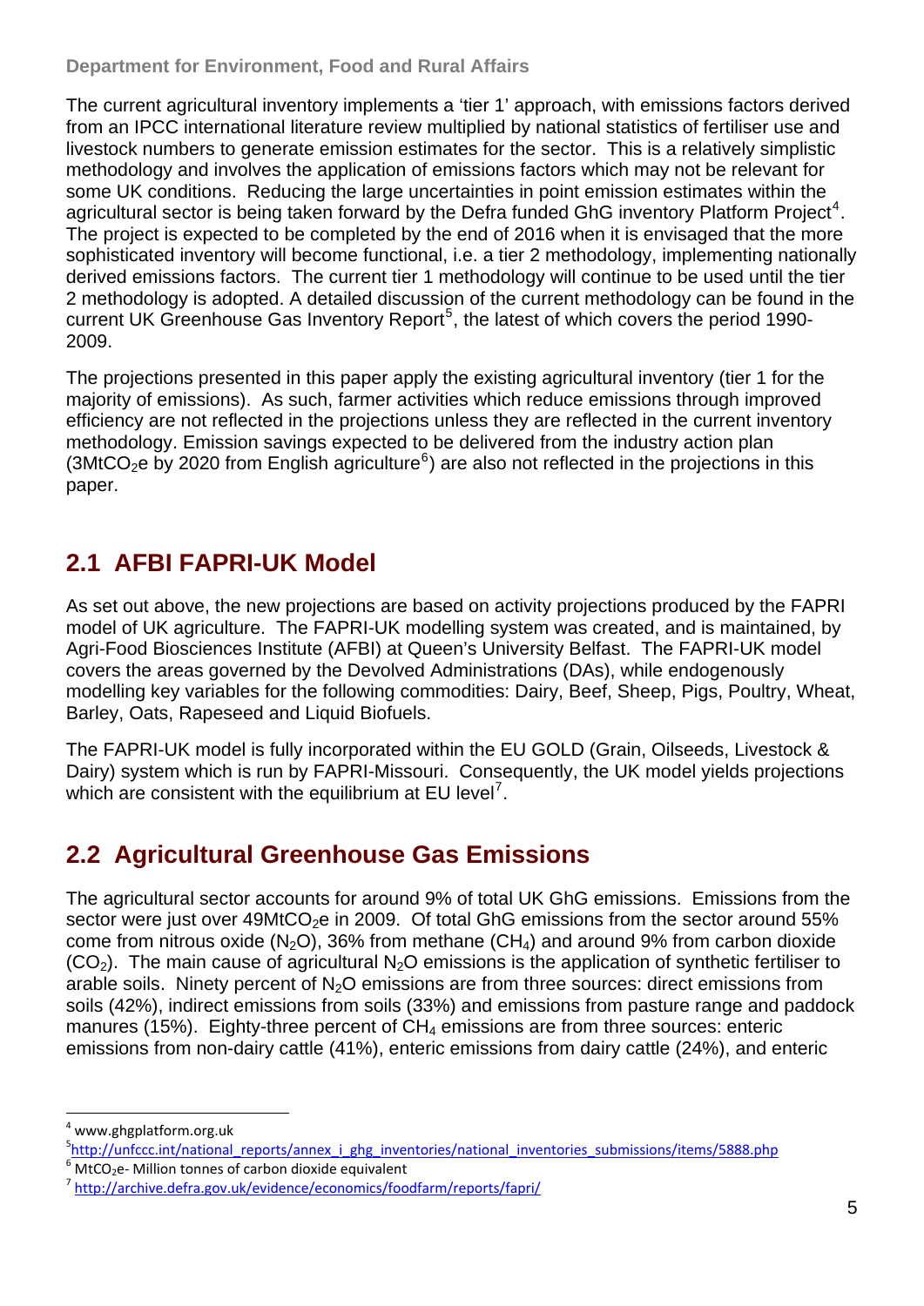The current agricultural inventory implements a 'tier 1' approach, with emissions factors derived from an IPCC international literature review multiplied by national statistics of fertiliser use and livestock numbers to generate emission estimates for the sector. This is a relatively simplistic methodology and involves the application of emissions factors which may not be relevant for some UK conditions. Reducing the large uncertainties in point emission estimates within the agricultural sector is being taken forward by the Defra funded GhG inventory Platform Project[4]. The project is expected to be completed by the end of 2016 when it is envisaged that the more sophisticated inventory will become functional, i.e. a tier 2 methodology, implementing nationally derived emissions factors. The current tier 1 methodology will continue to be used until the tier 2 methodology is adopted. A detailed discussion of the current methodology can be found in the current UK Greenhouse Gas Inventory Report[5], the latest of which covers the period 1990-2009.

The projections presented in this paper apply the existing agricultural inventory (tier 1 for the majority of emissions). As such, farmer activities which reduce emissions through improved efficiency are not reflected in the projections unless they are reflected in the current inventory methodology. Emission savings expected to be delivered from the industry action plan (3Mt$CO_2$e by 2020 from English agriculture[6]) are also not reflected in the projections in this paper.

## 2.1 AFBI FAPRI-UK Model

As set out above, the new projections are based on activity projections produced by the FAPRI model of UK agriculture. The FAPRI-UK modelling system was created, and is maintained, by Agri-Food Biosciences Institute (AFBI) at Queen's University Belfast. The FAPRI-UK model covers the areas governed by the Devolved Administrations (DAs), while endogenously modelling key variables for the following commodities: Dairy, Beef, Sheep, Pigs, Poultry, Wheat, Barley, Oats, Rapeseed and Liquid Biofuels.

The FAPRI-UK model is fully incorporated within the EU GOLD (Grain, Oilseeds, Livestock & Dairy) system which is run by FAPRI-Missouri. Consequently, the UK model yields projections which are consistent with the equilibrium at EU level[7].

## 2.2 Agricultural Greenhouse Gas Emissions

The agricultural sector accounts for around 9% of total UK GhG emissions. Emissions from the sector were just over 49Mt$CO_2$e in 2009. Of total GhG emissions from the sector around 55% come from nitrous oxide ($N_2O$), 36% from methane ($CH_4$) and around 9% from carbon dioxide ($CO_2$). The main cause of agricultural $N_2O$ emissions is the application of synthetic fertiliser to arable soils. Ninety percent of $N_2O$ emissions are from three sources: direct emissions from soils (42%), indirect emissions from soils (33%) and emissions from pasture range and paddock manures (15%). Eighty-three percent of $CH_4$ emissions are from three sources: enteric emissions from non-dairy cattle (41%), enteric emissions from dairy cattle (24%), and enteric

---

[4] www.ghgplatform.org.uk

[5] http://unfccc.int/national_reports/annex_i_ghg_inventories/national_inventories_submissions/items/5888.php

[6] Mt$CO_2$e- Million tonnes of carbon dioxide equivalent

[7] http://archive.defra.gov.uk/evidence/economics/foodfarm/reports/fapri/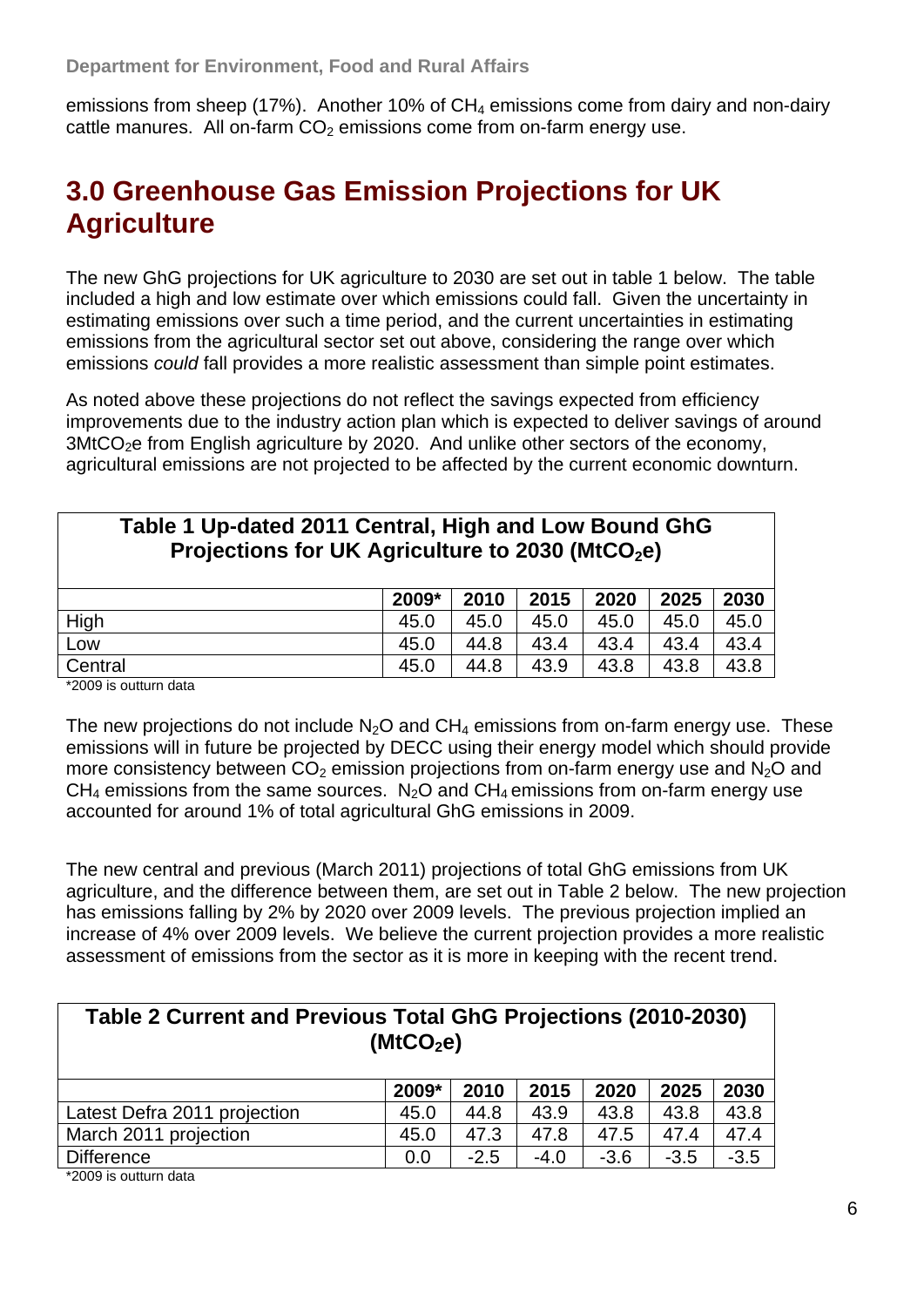emissions from sheep (17%). Another 10% of $CH_4$ emissions come from dairy and non-dairy cattle manures. All on-farm $CO_2$ emissions come from on-farm energy use.

# 3.0 Greenhouse Gas Emission Projections for UK Agriculture

The new GhG projections for UK agriculture to 2030 are set out in table 1 below. The table included a high and low estimate over which emissions could fall. Given the uncertainty in estimating emissions over such a time period, and the current uncertainties in estimating emissions from the agricultural sector set out above, considering the range over which emissions *could* fall provides a more realistic assessment than simple point estimates.

As noted above these projections do not reflect the savings expected from efficiency improvements due to the industry action plan which is expected to deliver savings of around $3MtCO_2e$ from English agriculture by 2020. And unlike other sectors of the economy, agricultural emissions are not projected to be affected by the current economic downturn.

**Table 1 Up-dated 2011 Central, High and Low Bound GhG Projections for UK Agriculture to 2030 ($MtCO_2e$)**

| | 2009* | 2010 | 2015 | 2020 | 2025 | 2030 |
|---|---|---|---|---|---|---|
| High | 45.0 | 45.0 | 45.0 | 45.0 | 45.0 | 45.0 |
| Low | 45.0 | 44.8 | 43.4 | 43.4 | 43.4 | 43.4 |
| Central | 45.0 | 44.8 | 43.9 | 43.8 | 43.8 | 43.8 |

*2009 is outturn data

The new projections do not include $N_2O$ and $CH_4$ emissions from on-farm energy use. These emissions will in future be projected by DECC using their energy model which should provide more consistency between $CO_2$ emission projections from on-farm energy use and $N_2O$ and $CH_4$ emissions from the same sources. $N_2O$ and $CH_4$ emissions from on-farm energy use accounted for around 1% of total agricultural GhG emissions in 2009.

The new central and previous (March 2011) projections of total GhG emissions from UK agriculture, and the difference between them, are set out in Table 2 below. The new projection has emissions falling by 2% by 2020 over 2009 levels. The previous projection implied an increase of 4% over 2009 levels. We believe the current projection provides a more realistic assessment of emissions from the sector as it is more in keeping with the recent trend.

**Table 2 Current and Previous Total GhG Projections (2010-2030) ($MtCO_2e$)**

| | 2009* | 2010 | 2015 | 2020 | 2025 | 2030 |
|---|---|---|---|---|---|---|
| Latest Defra 2011 projection | 45.0 | 44.8 | 43.9 | 43.8 | 43.8 | 43.8 |
| March 2011 projection | 45.0 | 47.3 | 47.8 | 47.5 | 47.4 | 47.4 |
| Difference | 0.0 | -2.5 | -4.0 | -3.6 | -3.5 | -3.5 |

*2009 is outturn data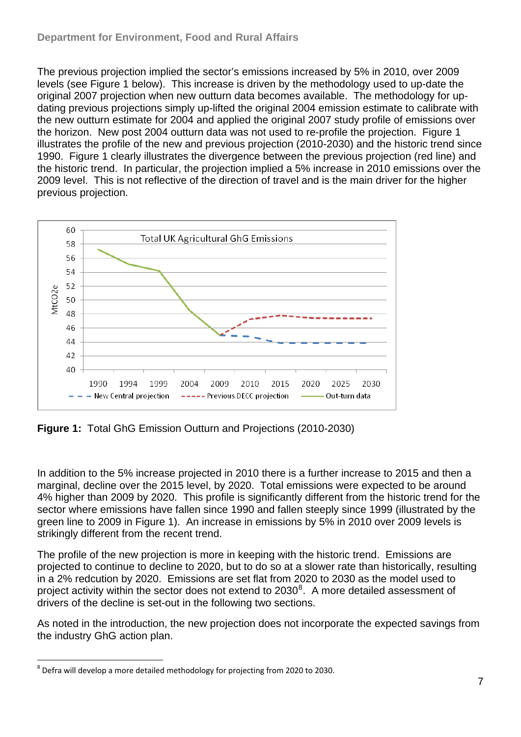The previous projection implied the sector's emissions increased by 5% in 2010, over 2009 levels (see Figure 1 below). This increase is driven by the methodology used to up-date the original 2007 projection when new outturn data becomes available. The methodology for up-dating previous projections simply up-lifted the original 2004 emission estimate to calibrate with the new outturn estimate for 2004 and applied the original 2007 study profile of emissions over the horizon. New post 2004 outturn data was not used to re-profile the projection. Figure 1 illustrates the profile of the new and previous projection (2010-2030) and the historic trend since 1990. Figure 1 clearly illustrates the divergence between the previous projection (red line) and the historic trend. In particular, the projection implied a 5% increase in 2010 emissions over the 2009 level. This is not reflective of the direction of travel and is the main driver for the higher previous projection.

**Figure 1:** Total GhG Emission Outturn and Projections (2010-2030)

In addition to the 5% increase projected in 2010 there is a further increase to 2015 and then a marginal, decline over the 2015 level, by 2020. Total emissions were expected to be around 4% higher than 2009 by 2020. This profile is significantly different from the historic trend for the sector where emissions have fallen since 1990 and fallen steeply since 1999 (illustrated by the green line to 2009 in Figure 1). An increase in emissions by 5% in 2010 over 2009 levels is strikingly different from the recent trend.

The profile of the new projection is more in keeping with the historic trend. Emissions are projected to continue to decline to 2020, but to do so at a slower rate than historically, resulting in a 2% redcution by 2020. Emissions are set flat from 2020 to 2030 as the model used to project activity within the sector does not extend to 2030[8]. A more detailed assessment of drivers of the decline is set-out in the following two sections.

As noted in the introduction, the new projection does not incorporate the expected savings from the industry GhG action plan.

[8] Defra will develop a more detailed methodology for projecting from 2020 to 2030.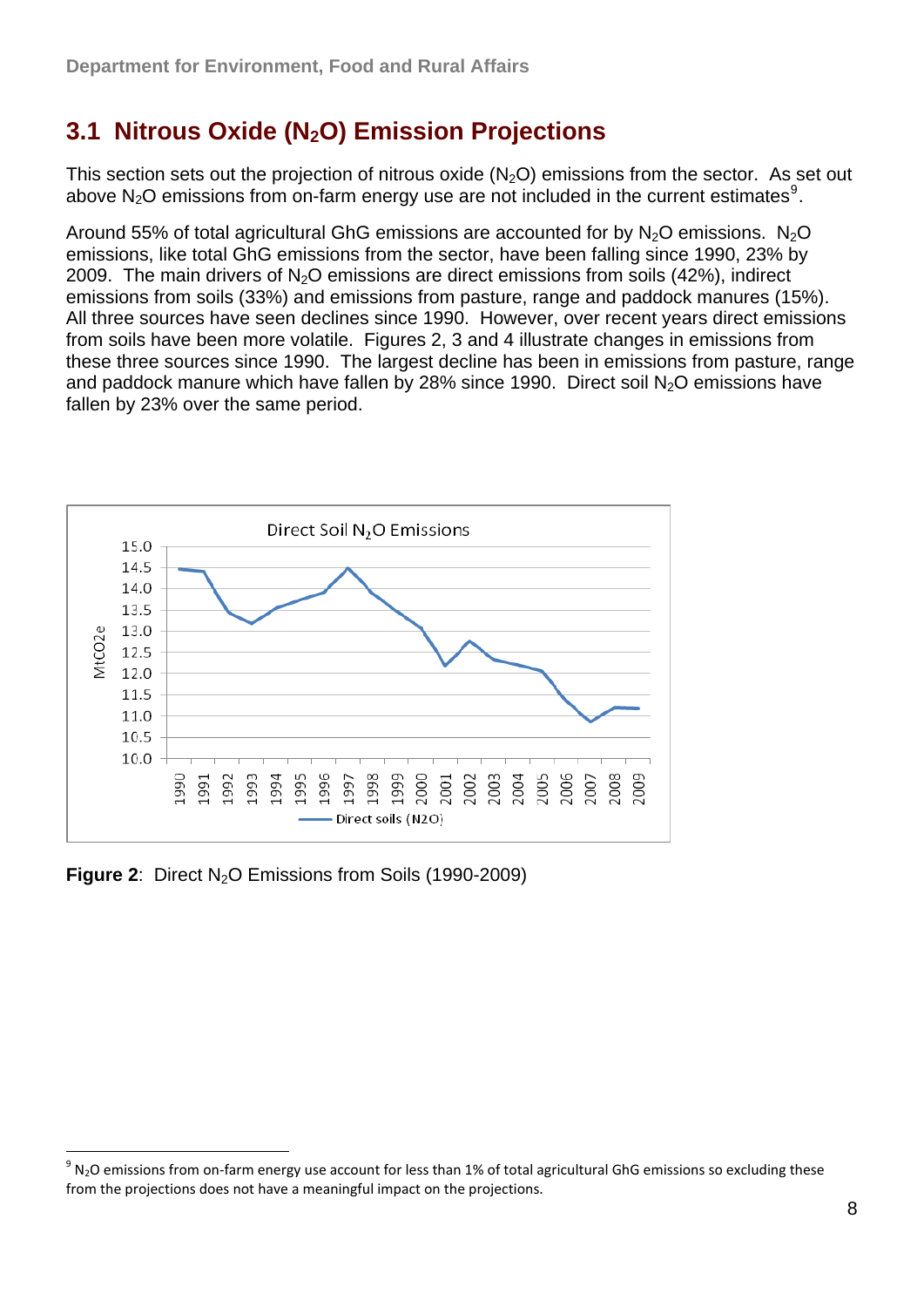## 3.1 Nitrous Oxide ($N_2O$) Emission Projections

This section sets out the projection of nitrous oxide ($N_2O$) emissions from the sector. As set out above $N_2O$ emissions from on-farm energy use are not included in the current estimates[9].

Around 55% of total agricultural GhG emissions are accounted for by $N_2O$ emissions. $N_2O$ emissions, like total GhG emissions from the sector, have been falling since 1990, 23% by 2009. The main drivers of $N_2O$ emissions are direct emissions from soils (42%), indirect emissions from soils (33%) and emissions from pasture, range and paddock manures (15%). All three sources have seen declines since 1990. However, over recent years direct emissions from soils have been more volatile. Figures 2, 3 and 4 illustrate changes in emissions from these three sources since 1990. The largest decline has been in emissions from pasture, range and paddock manure which have fallen by 28% since 1990. Direct soil $N_2O$ emissions have fallen by 23% over the same period.

**Figure 2**: Direct $N_2O$ Emissions from Soils (1990-2009)

[9] $N_2O$ emissions from on-farm energy use account for less than 1% of total agricultural GhG emissions so excluding these from the projections does not have a meaningful impact on the projections.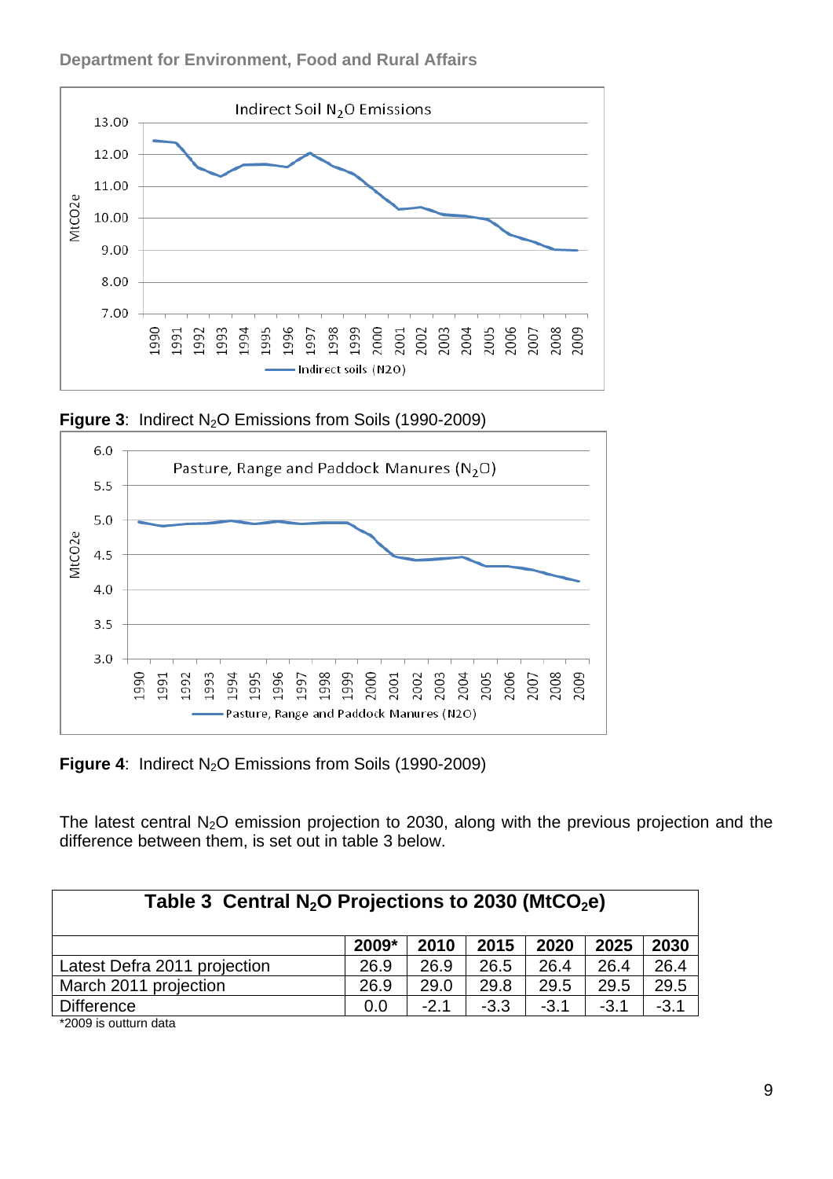Figure 3: Indirect $N_2O$ Emissions from Soils (1990-2009)

Figure 4: Indirect $N_2O$ Emissions from Soils (1990-2009)

The latest central $N_2O$ emission projection to 2030, along with the previous projection and the difference between them, is set out in table 3 below.

**Table 3 Central $N_2O$ Projections to 2030 ($MtCO_2e$)**

| | 2009* | 2010 | 2015 | 2020 | 2025 | 2030 |
|---|---|---|---|---|---|---|
| Latest Defra 2011 projection | 26.9 | 26.9 | 26.5 | 26.4 | 26.4 | 26.4 |
| March 2011 projection | 26.9 | 29.0 | 29.8 | 29.5 | 29.5 | 29.5 |
| Difference | 0.0 | -2.1 | -3.3 | -3.1 | -3.1 | -3.1 |

*2009 is outturn data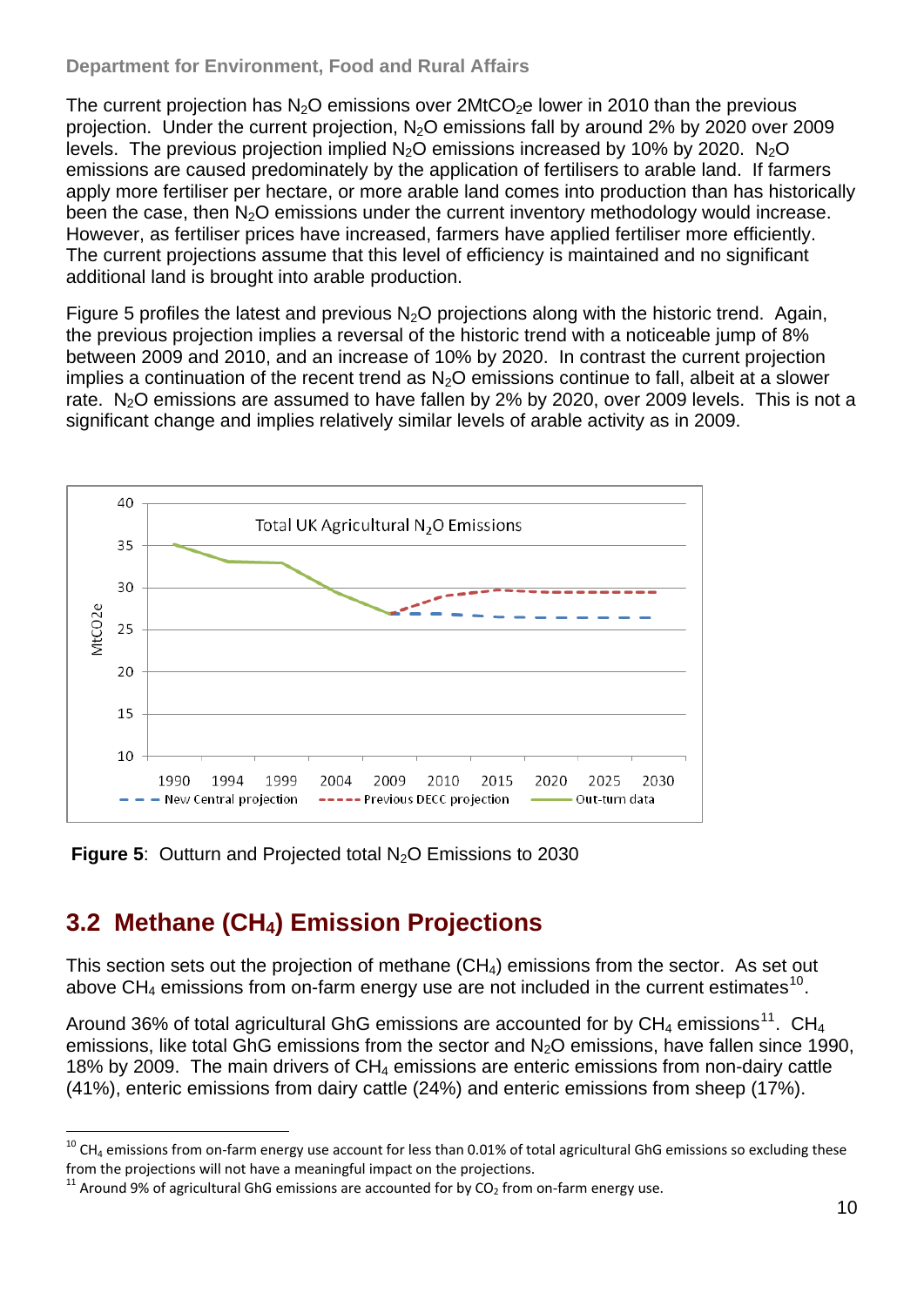The current projection has $N_2O$ emissions over $2MtCO_2e$ lower in 2010 than the previous projection. Under the current projection, $N_2O$ emissions fall by around 2% by 2020 over 2009 levels. The previous projection implied $N_2O$ emissions increased by 10% by 2020. $N_2O$ emissions are caused predominately by the application of fertilisers to arable land. If farmers apply more fertiliser per hectare, or more arable land comes into production than has historically been the case, then $N_2O$ emissions under the current inventory methodology would increase. However, as fertiliser prices have increased, farmers have applied fertiliser more efficiently. The current projections assume that this level of efficiency is maintained and no significant additional land is brought into arable production.

Figure 5 profiles the latest and previous $N_2O$ projections along with the historic trend. Again, the previous projection implies a reversal of the historic trend with a noticeable jump of 8% between 2009 and 2010, and an increase of 10% by 2020. In contrast the current projection implies a continuation of the recent trend as $N_2O$ emissions continue to fall, albeit at a slower rate. $N_2O$ emissions are assumed to have fallen by 2% by 2020, over 2009 levels. This is not a significant change and implies relatively similar levels of arable activity as in 2009.

**Figure 5**: Outturn and Projected total $N_2O$ Emissions to 2030

## 3.2 Methane ($CH_4$) Emission Projections

This section sets out the projection of methane ($CH_4$) emissions from the sector. As set out above $CH_4$ emissions from on-farm energy use are not included in the current estimates[10].

Around 36% of total agricultural GhG emissions are accounted for by $CH_4$ emissions[11]. $CH_4$ emissions, like total GhG emissions from the sector and $N_2O$ emissions, have fallen since 1990, 18% by 2009. The main drivers of $CH_4$ emissions are enteric emissions from non-dairy cattle (41%), enteric emissions from dairy cattle (24%) and enteric emissions from sheep (17%).

---

[10] $CH_4$ emissions from on-farm energy use account for less than 0.01% of total agricultural GhG emissions so excluding these from the projections will not have a meaningful impact on the projections.

[11] Around 9% of agricultural GhG emissions are accounted for by $CO_2$ from on-farm energy use.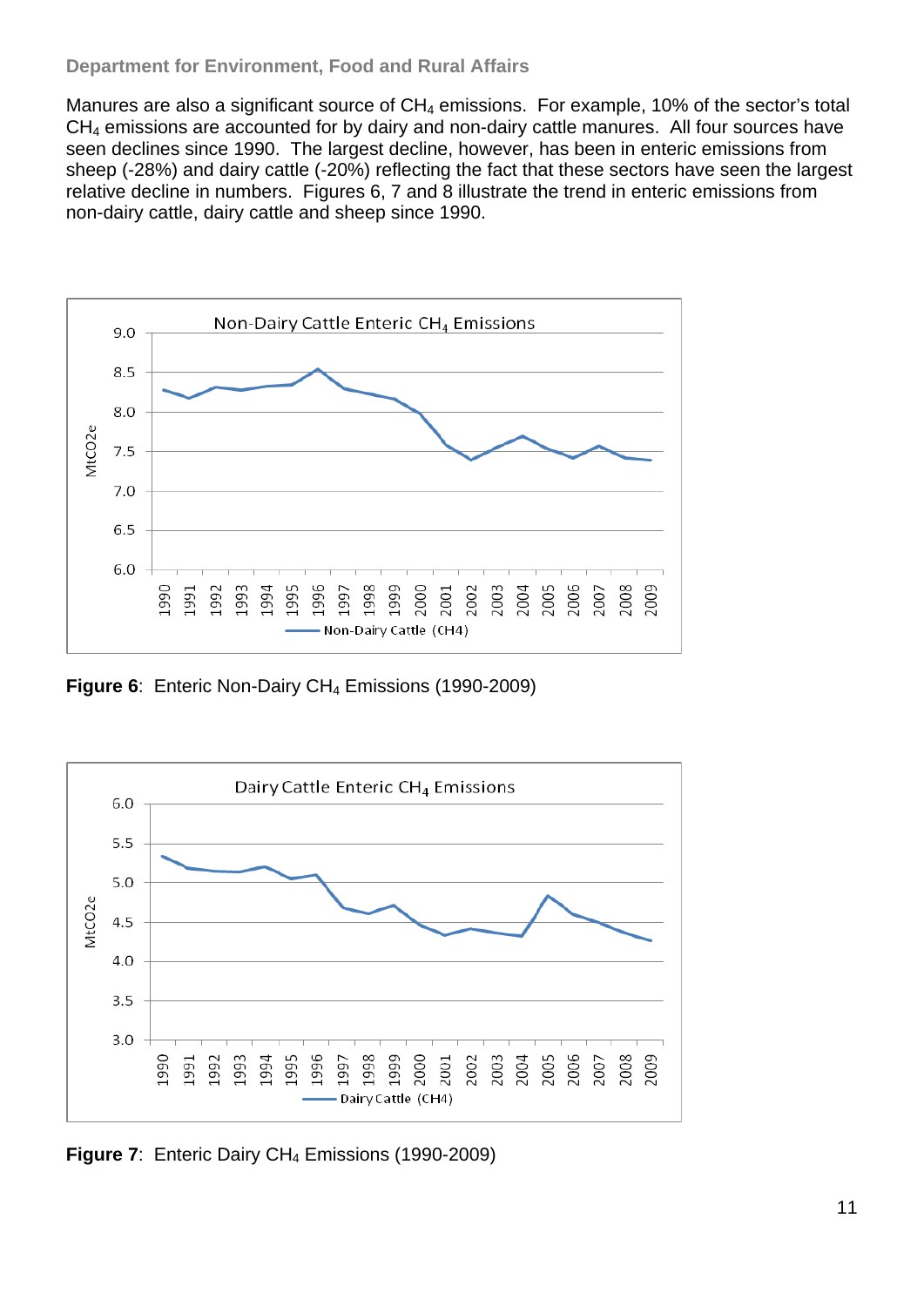Manures are also a significant source of $CH_4$ emissions. For example, 10% of the sector's total $CH_4$ emissions are accounted for by dairy and non-dairy cattle manures. All four sources have seen declines since 1990. The largest decline, however, has been in enteric emissions from sheep (-28%) and dairy cattle (-20%) reflecting the fact that these sectors have seen the largest relative decline in numbers. Figures 6, 7 and 8 illustrate the trend in enteric emissions from non-dairy cattle, dairy cattle and sheep since 1990.

**Figure 6**: Enteric Non-Dairy $CH_4$ Emissions (1990-2009)

**Figure 7**: Enteric Dairy $CH_4$ Emissions (1990-2009)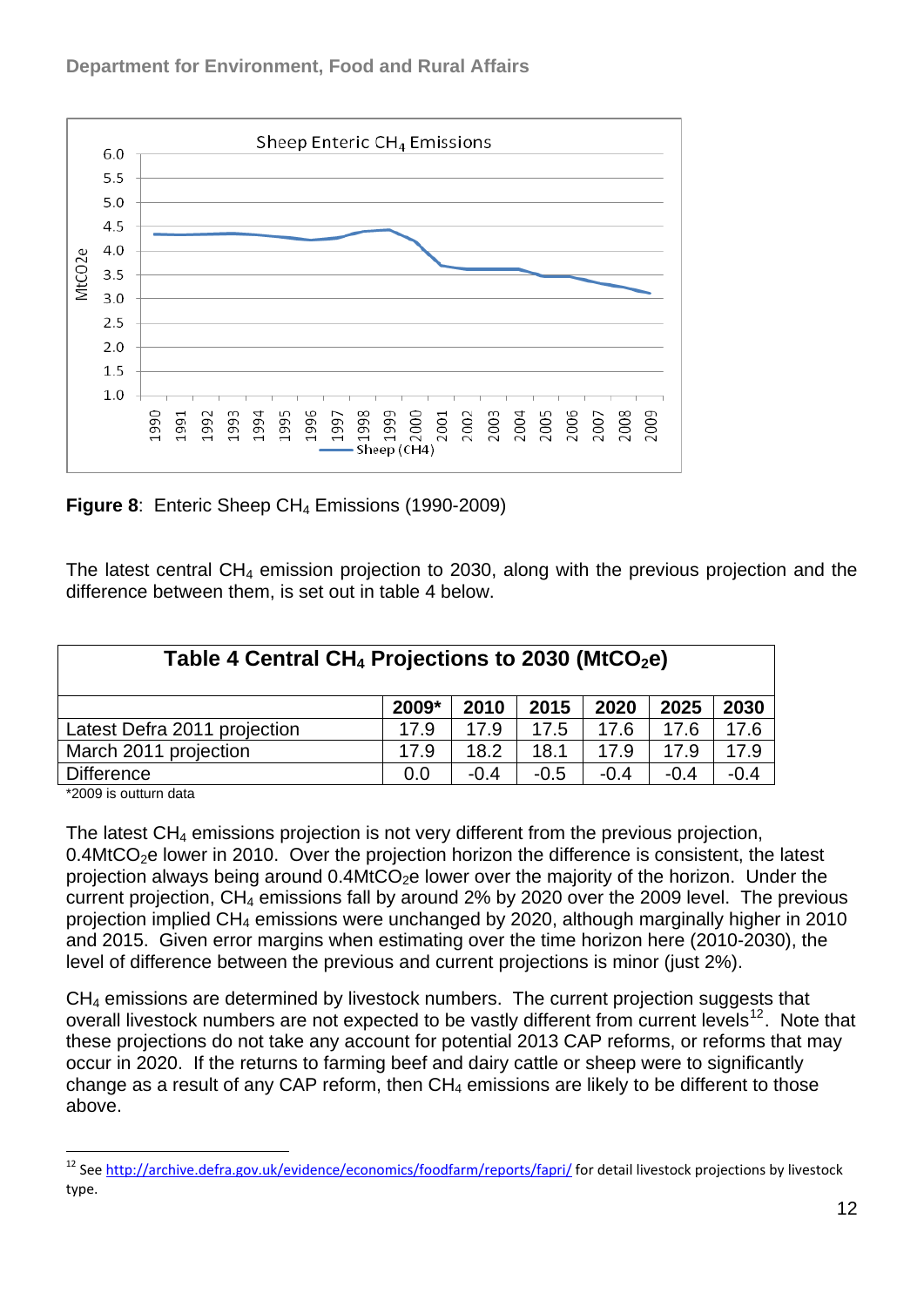Figure 8: Enteric Sheep $CH_4$ Emissions (1990-2009)

The latest central $CH_4$ emission projection to 2030, along with the previous projection and the difference between them, is set out in table 4 below.

**Table 4 Central $CH_4$ Projections to 2030 ($MtCO_2e$)**

| | 2009* | 2010 | 2015 | 2020 | 2025 | 2030 |
|---|---|---|---|---|---|---|
| Latest Defra 2011 projection | 17.9 | 17.9 | 17.5 | 17.6 | 17.6 | 17.6 |
| March 2011 projection | 17.9 | 18.2 | 18.1 | 17.9 | 17.9 | 17.9 |
| Difference | 0.0 | -0.4 | -0.5 | -0.4 | -0.4 | -0.4 |

*2009 is outturn data

The latest $CH_4$ emissions projection is not very different from the previous projection, 0.4$MtCO_2e$ lower in 2010. Over the projection horizon the difference is consistent, the latest projection always being around 0.4$MtCO_2e$ lower over the majority of the horizon. Under the current projection, $CH_4$ emissions fall by around 2% by 2020 over the 2009 level. The previous projection implied $CH_4$ emissions were unchanged by 2020, although marginally higher in 2010 and 2015. Given error margins when estimating over the time horizon here (2010-2030), the level of difference between the previous and current projections is minor (just 2%).

$CH_4$ emissions are determined by livestock numbers. The current projection suggests that overall livestock numbers are not expected to be vastly different from current levels[12]. Note that these projections do not take any account for potential 2013 CAP reforms, or reforms that may occur in 2020. If the returns to farming beef and dairy cattle or sheep were to significantly change as a result of any CAP reform, then $CH_4$ emissions are likely to be different to those above.

[12] See http://archive.defra.gov.uk/evidence/economics/foodfarm/reports/fapri/ for detail livestock projections by livestock type.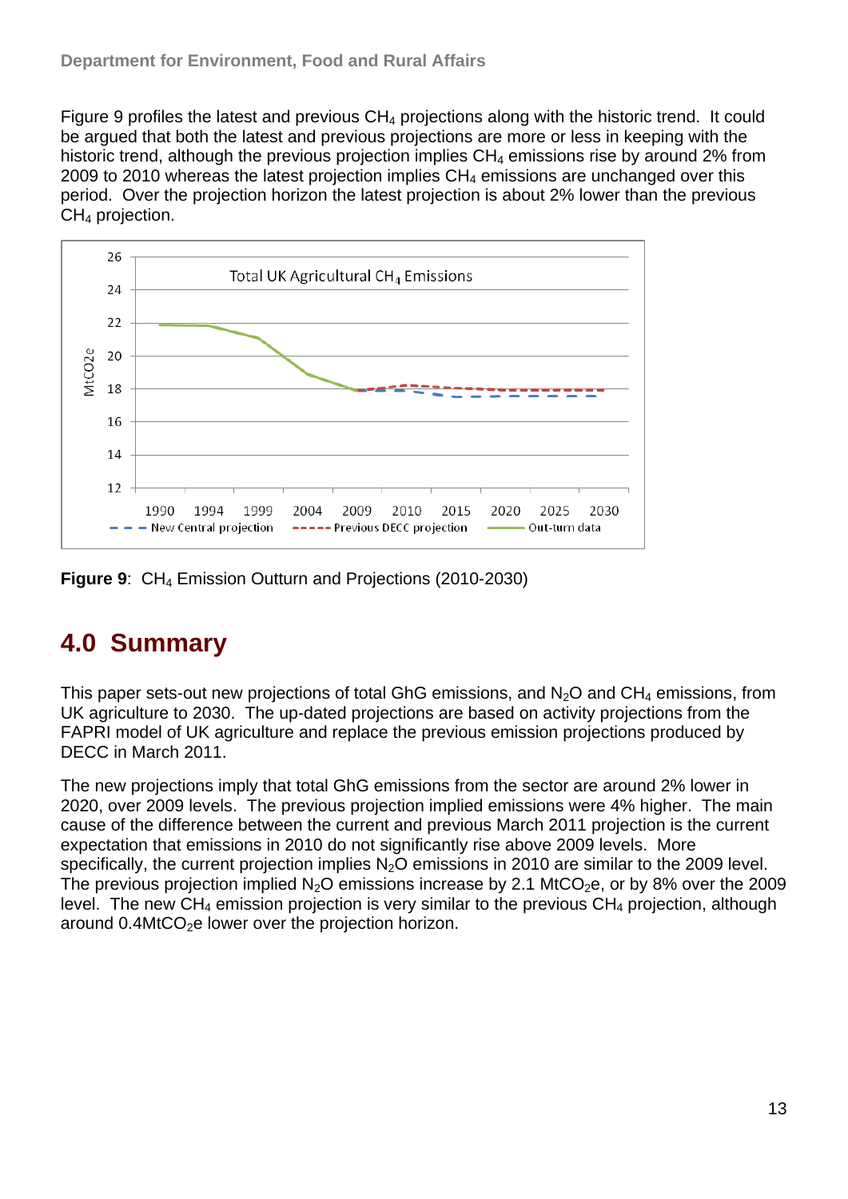Figure 9 profiles the latest and previous $CH_4$ projections along with the historic trend. It could be argued that both the latest and previous projections are more or less in keeping with the historic trend, although the previous projection implies $CH_4$ emissions rise by around 2% from 2009 to 2010 whereas the latest projection implies $CH_4$ emissions are unchanged over this period. Over the projection horizon the latest projection is about 2% lower than the previous $CH_4$ projection.

**Figure 9**: $CH_4$ Emission Outturn and Projections (2010-2030)

## 4.0 Summary

This paper sets-out new projections of total GhG emissions, and $N_2O$ and $CH_4$ emissions, from UK agriculture to 2030. The up-dated projections are based on activity projections from the FAPRI model of UK agriculture and replace the previous emission projections produced by DECC in March 2011.

The new projections imply that total GhG emissions from the sector are around 2% lower in 2020, over 2009 levels. The previous projection implied emissions were 4% higher. The main cause of the difference between the current and previous March 2011 projection is the current expectation that emissions in 2010 do not significantly rise above 2009 levels. More specifically, the current projection implies $N_2O$ emissions in 2010 are similar to the 2009 level. The previous projection implied $N_2O$ emissions increase by 2.1 $MtCO_2e$, or by 8% over the 2009 level. The new $CH_4$ emission projection is very similar to the previous $CH_4$ projection, although around 0.4$MtCO_2e$ lower over the projection horizon.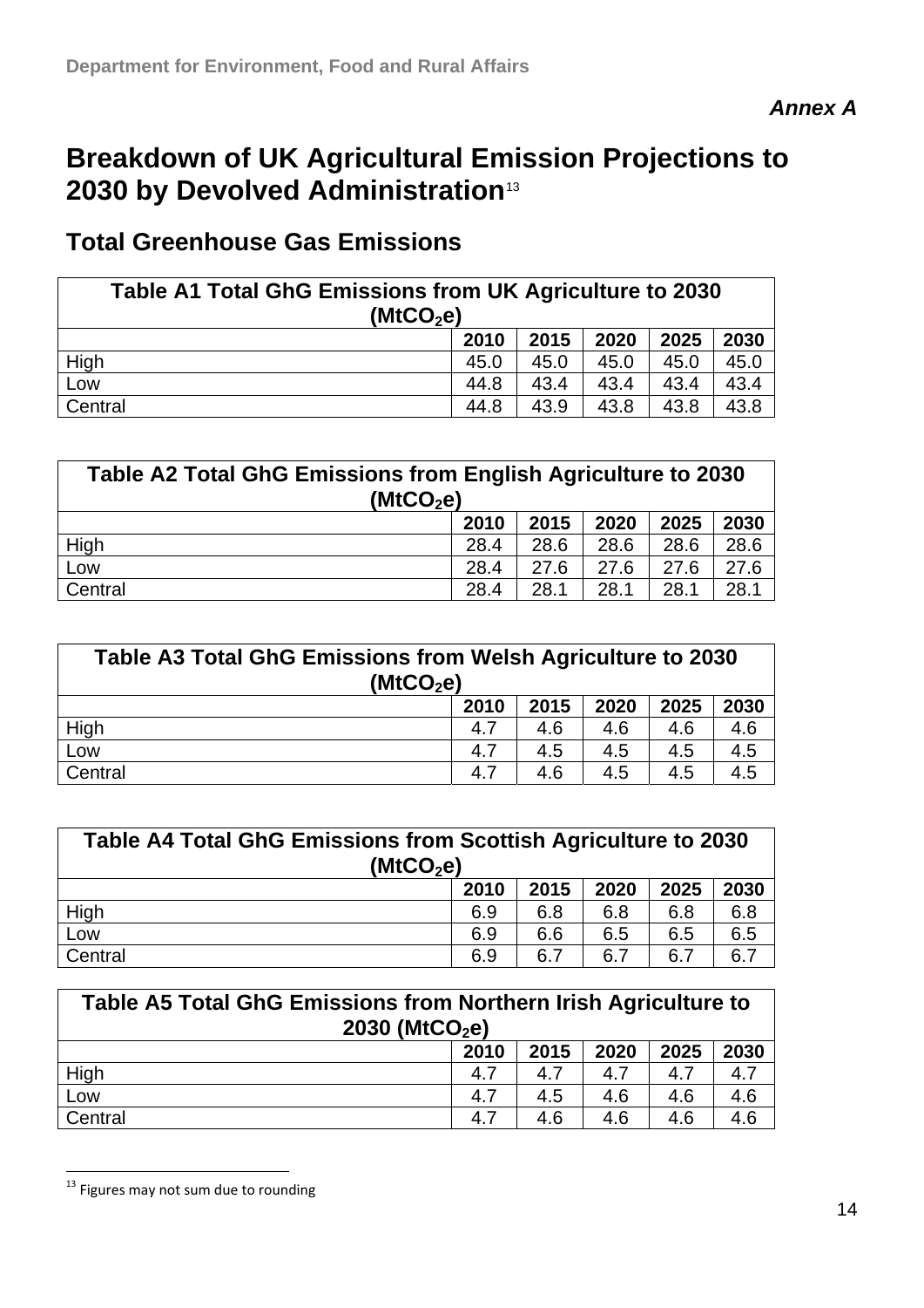*Annex A*

# Breakdown of UK Agricultural Emission Projections to 2030 by Devolved Administration[13]

## Total Greenhouse Gas Emissions

| Table A1 Total GhG Emissions from UK Agriculture to 2030 ($MtCO_2e$) | | | | | |
|---|---|---|---|---|---|
| | **2010** | **2015** | **2020** | **2025** | **2030** |
| High | 45.0 | 45.0 | 45.0 | 45.0 | 45.0 |
| Low | 44.8 | 43.4 | 43.4 | 43.4 | 43.4 |
| Central | 44.8 | 43.9 | 43.8 | 43.8 | 43.8 |

| Table A2 Total GhG Emissions from English Agriculture to 2030 ($MtCO_2e$) | | | | | |
|---|---|---|---|---|---|
| | **2010** | **2015** | **2020** | **2025** | **2030** |
| High | 28.4 | 28.6 | 28.6 | 28.6 | 28.6 |
| Low | 28.4 | 27.6 | 27.6 | 27.6 | 27.6 |
| Central | 28.4 | 28.1 | 28.1 | 28.1 | 28.1 |

| Table A3 Total GhG Emissions from Welsh Agriculture to 2030 ($MtCO_2e$) | | | | | |
|---|---|---|---|---|---|
| | **2010** | **2015** | **2020** | **2025** | **2030** |
| High | 4.7 | 4.6 | 4.6 | 4.6 | 4.6 |
| Low | 4.7 | 4.5 | 4.5 | 4.5 | 4.5 |
| Central | 4.7 | 4.6 | 4.5 | 4.5 | 4.5 |

| Table A4 Total GhG Emissions from Scottish Agriculture to 2030 ($MtCO_2e$) | | | | | |
|---|---|---|---|---|---|
| | **2010** | **2015** | **2020** | **2025** | **2030** |
| High | 6.9 | 6.8 | 6.8 | 6.8 | 6.8 |
| Low | 6.9 | 6.6 | 6.5 | 6.5 | 6.5 |
| Central | 6.9 | 6.7 | 6.7 | 6.7 | 6.7 |

| Table A5 Total GhG Emissions from Northern Irish Agriculture to 2030 ($MtCO_2e$) | | | | | |
|---|---|---|---|---|---|
| | **2010** | **2015** | **2020** | **2025** | **2030** |
| High | 4.7 | 4.7 | 4.7 | 4.7 | 4.7 |
| Low | 4.7 | 4.5 | 4.6 | 4.6 | 4.6 |
| Central | 4.7 | 4.6 | 4.6 | 4.6 | 4.6 |

[13] Figures may not sum due to rounding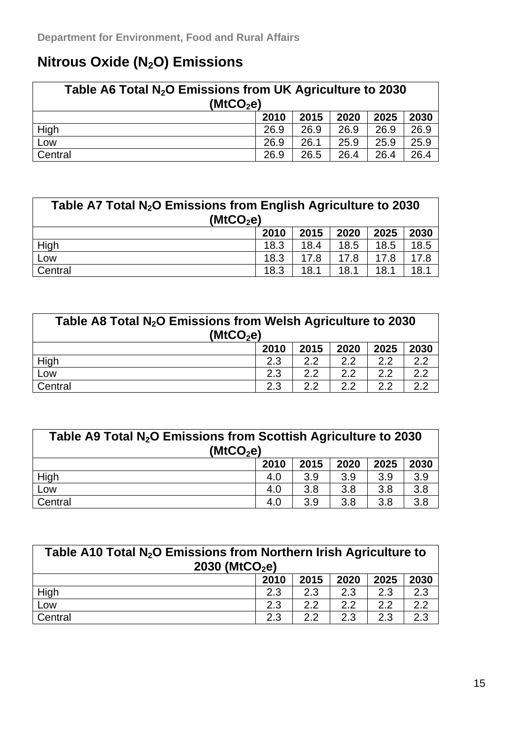## Nitrous Oxide ($N_2O$) Emissions

| Table A6 Total $N_2O$ Emissions from UK Agriculture to 2030 ($MtCO_2e$) | | | | | |
|---|---|---|---|---|---|
| | **2010** | **2015** | **2020** | **2025** | **2030** |
| High | 26.9 | 26.9 | 26.9 | 26.9 | 26.9 |
| Low | 26.9 | 26.1 | 25.9 | 25.9 | 25.9 |
| Central | 26.9 | 26.5 | 26.4 | 26.4 | 26.4 |

| Table A7 Total $N_2O$ Emissions from English Agriculture to 2030 ($MtCO_2e$) | | | | | |
|---|---|---|---|---|---|
| | **2010** | **2015** | **2020** | **2025** | **2030** |
| High | 18.3 | 18.4 | 18.5 | 18.5 | 18.5 |
| Low | 18.3 | 17.8 | 17.8 | 17.8 | 17.8 |
| Central | 18.3 | 18.1 | 18.1 | 18.1 | 18.1 |

| Table A8 Total $N_2O$ Emissions from Welsh Agriculture to 2030 ($MtCO_2e$) | | | | | |
|---|---|---|---|---|---|
| | **2010** | **2015** | **2020** | **2025** | **2030** |
| High | 2.3 | 2.2 | 2.2 | 2.2 | 2.2 |
| Low | 2.3 | 2.2 | 2.2 | 2.2 | 2.2 |
| Central | 2.3 | 2.2 | 2.2 | 2.2 | 2.2 |

| Table A9 Total $N_2O$ Emissions from Scottish Agriculture to 2030 ($MtCO_2e$) | | | | | |
|---|---|---|---|---|---|
| | **2010** | **2015** | **2020** | **2025** | **2030** |
| High | 4.0 | 3.9 | 3.9 | 3.9 | 3.9 |
| Low | 4.0 | 3.8 | 3.8 | 3.8 | 3.8 |
| Central | 4.0 | 3.9 | 3.8 | 3.8 | 3.8 |

| Table A10 Total $N_2O$ Emissions from Northern Irish Agriculture to 2030 ($MtCO_2e$) | | | | | |
|---|---|---|---|---|---|
| | **2010** | **2015** | **2020** | **2025** | **2030** |
| High | 2.3 | 2.3 | 2.3 | 2.3 | 2.3 |
| Low | 2.3 | 2.2 | 2.2 | 2.2 | 2.2 |
| Central | 2.3 | 2.2 | 2.3 | 2.3 | 2.3 |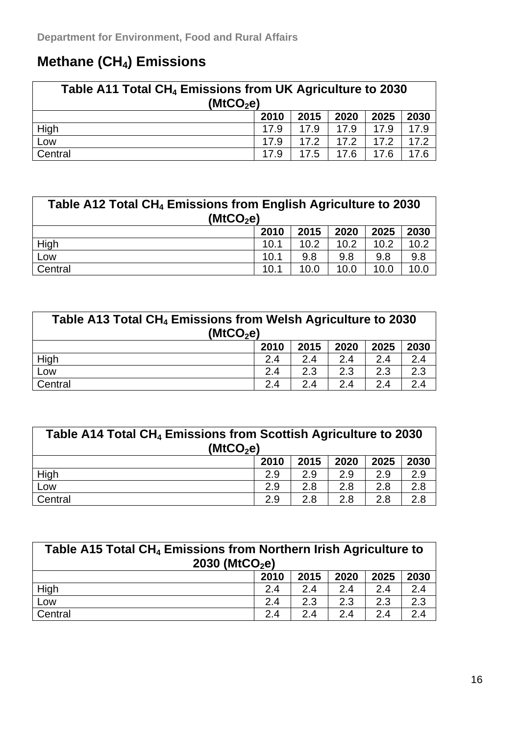## Methane ($CH_4$) Emissions

| Table A11 Total $CH_4$ Emissions from UK Agriculture to 2030 ($MtCO_2e$) | | | | | |
|---|---|---|---|---|---|
| | 2010 | 2015 | 2020 | 2025 | 2030 |
| High | 17.9 | 17.9 | 17.9 | 17.9 | 17.9 |
| Low | 17.9 | 17.2 | 17.2 | 17.2 | 17.2 |
| Central | 17.9 | 17.5 | 17.6 | 17.6 | 17.6 |

| Table A12 Total $CH_4$ Emissions from English Agriculture to 2030 ($MtCO_2e$) | | | | | |
|---|---|---|---|---|---|
| | 2010 | 2015 | 2020 | 2025 | 2030 |
| High | 10.1 | 10.2 | 10.2 | 10.2 | 10.2 |
| Low | 10.1 | 9.8 | 9.8 | 9.8 | 9.8 |
| Central | 10.1 | 10.0 | 10.0 | 10.0 | 10.0 |

| Table A13 Total $CH_4$ Emissions from Welsh Agriculture to 2030 ($MtCO_2e$) | | | | | |
|---|---|---|---|---|---|
| | 2010 | 2015 | 2020 | 2025 | 2030 |
| High | 2.4 | 2.4 | 2.4 | 2.4 | 2.4 |
| Low | 2.4 | 2.3 | 2.3 | 2.3 | 2.3 |
| Central | 2.4 | 2.4 | 2.4 | 2.4 | 2.4 |

| Table A14 Total $CH_4$ Emissions from Scottish Agriculture to 2030 ($MtCO_2e$) | | | | | |
|---|---|---|---|---|---|
| | 2010 | 2015 | 2020 | 2025 | 2030 |
| High | 2.9 | 2.9 | 2.9 | 2.9 | 2.9 |
| Low | 2.9 | 2.8 | 2.8 | 2.8 | 2.8 |
| Central | 2.9 | 2.8 | 2.8 | 2.8 | 2.8 |

| Table A15 Total $CH_4$ Emissions from Northern Irish Agriculture to 2030 ($MtCO_2e$) | | | | | |
|---|---|---|---|---|---|
| | 2010 | 2015 | 2020 | 2025 | 2030 |
| High | 2.4 | 2.4 | 2.4 | 2.4 | 2.4 |
| Low | 2.4 | 2.3 | 2.3 | 2.3 | 2.3 |
| Central | 2.4 | 2.4 | 2.4 | 2.4 | 2.4 |